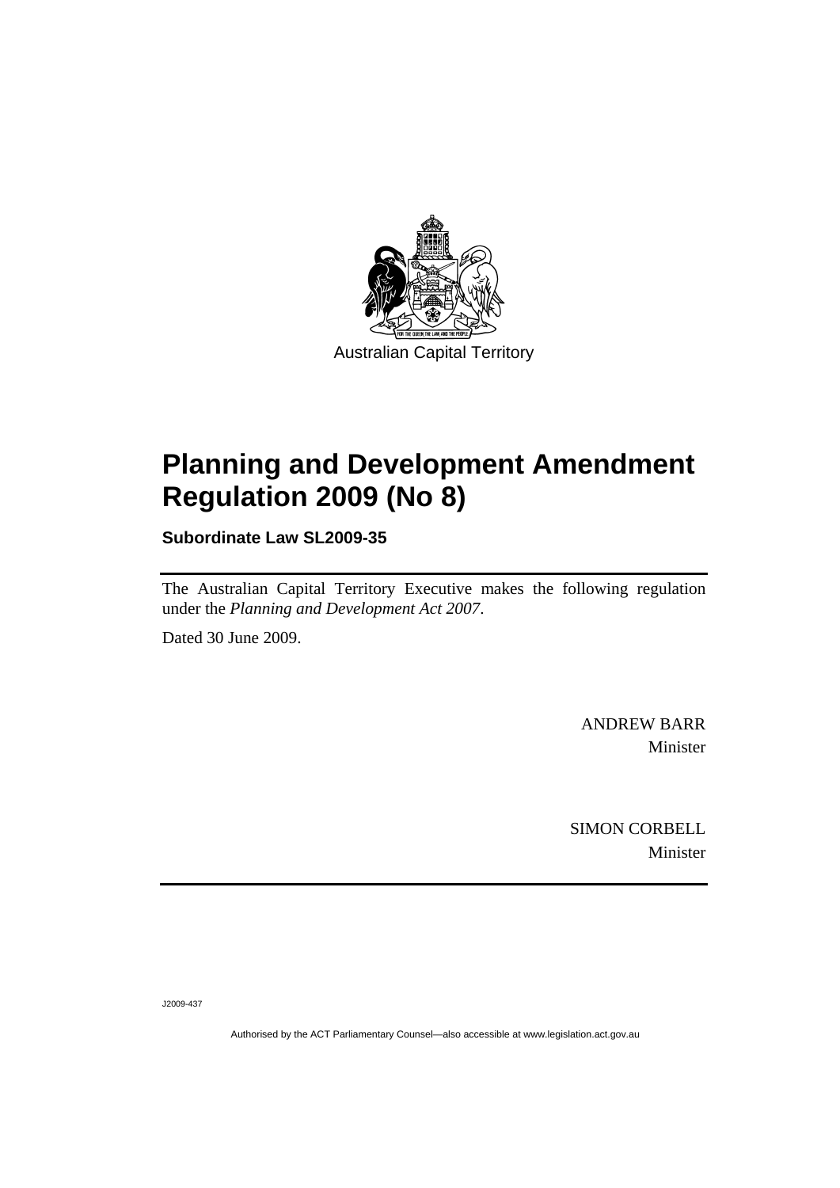Australian Capital Territory

# Planning and Development Amendment Regulation 2009 (No 8)

**Subordinate Law SL2009-35**

The Australian Capital Territory Executive makes the following regulation under the *Planning and Development Act 2007*.

Dated 30 June 2009.

ANDREW BARR
Minister

SIMON CORBELL
Minister

J2009-437

Authorised by the ACT Parliamentary Counsel—also accessible at www.legislation.act.gov.au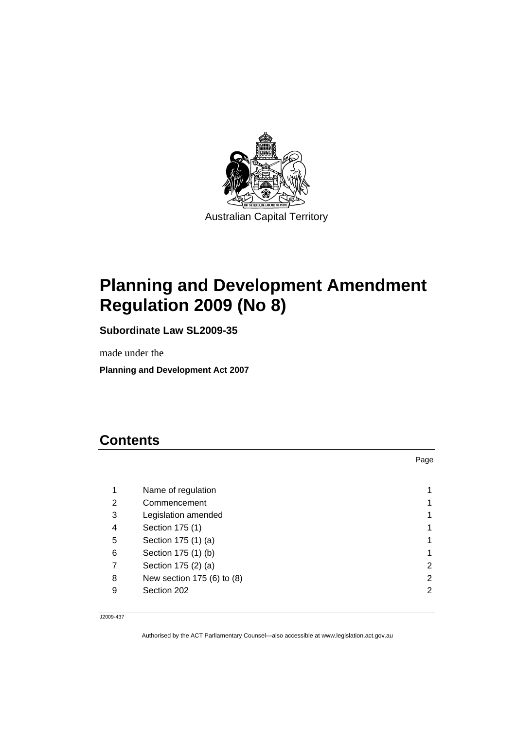Australian Capital Territory

# Planning and Development Amendment Regulation 2009 (No 8)

**Subordinate Law SL2009-35**

made under the

**Planning and Development Act 2007**

## Contents

| | | Page |
|---|---|---|
| 1 | Name of regulation | 1 |
| 2 | Commencement | 1 |
| 3 | Legislation amended | 1 |
| 4 | Section 175 (1) | 1 |
| 5 | Section 175 (1) (a) | 1 |
| 6 | Section 175 (1) (b) | 1 |
| 7 | Section 175 (2) (a) | 2 |
| 8 | New section 175 (6) to (8) | 2 |
| 9 | Section 202 | 2 |

J2009-437

Authorised by the ACT Parliamentary Counsel—also accessible at www.legislation.act.gov.au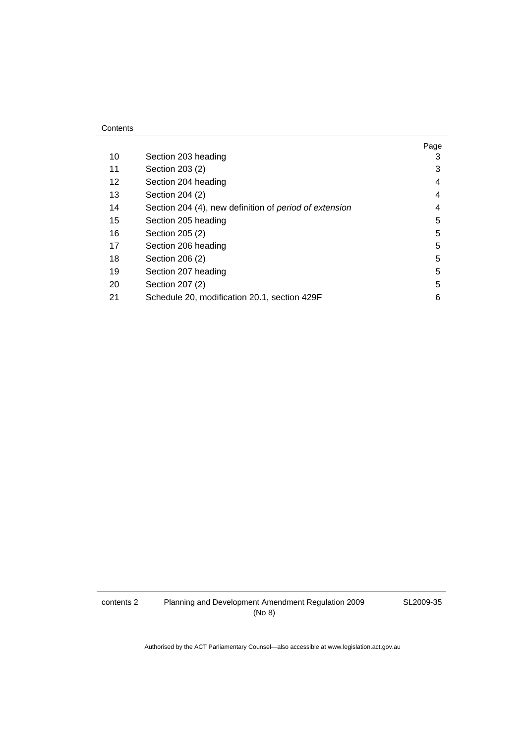| | | Page |
|---|---|---|
| 10 | Section 203 heading | 3 |
| 11 | Section 203 (2) | 3 |
| 12 | Section 204 heading | 4 |
| 13 | Section 204 (2) | 4 |
| 14 | Section 204 (4), new definition of *period of extension* | 4 |
| 15 | Section 205 heading | 5 |
| 16 | Section 205 (2) | 5 |
| 17 | Section 206 heading | 5 |
| 18 | Section 206 (2) | 5 |
| 19 | Section 207 heading | 5 |
| 20 | Section 207 (2) | 5 |
| 21 | Schedule 20, modification 20.1, section 429F | 6 |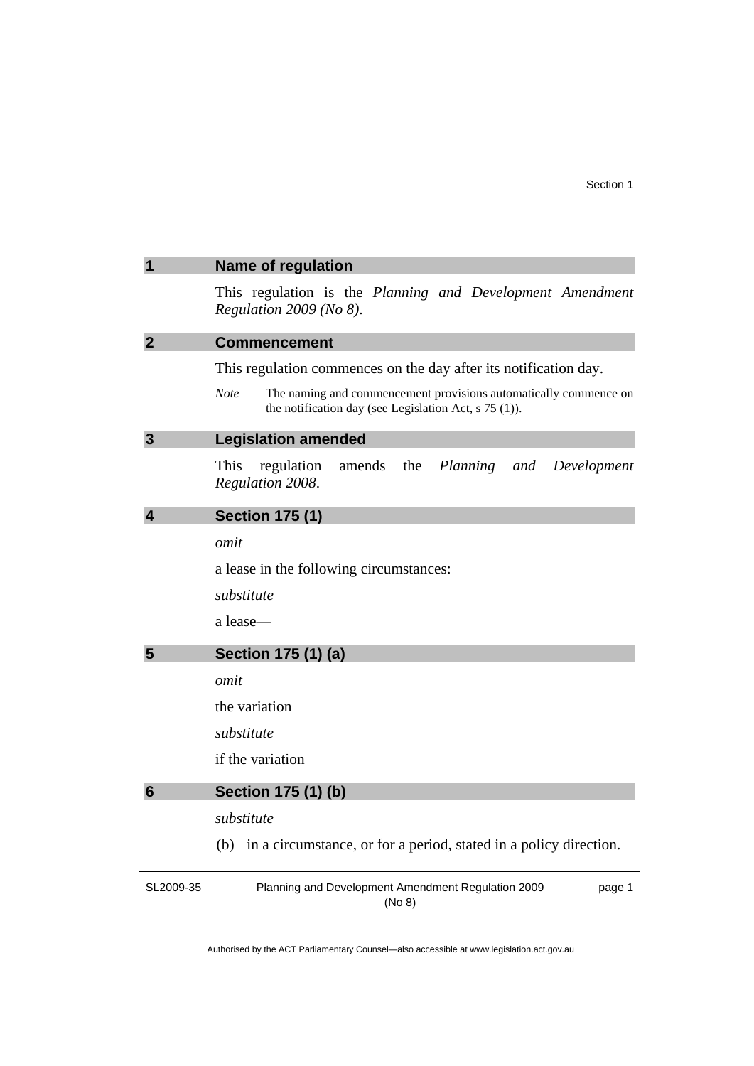## 1 Name of regulation

This regulation is the *Planning and Development Amendment Regulation 2009 (No 8)*.

## 2 Commencement

This regulation commences on the day after its notification day.

*Note* The naming and commencement provisions automatically commence on the notification day (see Legislation Act, s 75 (1)).

## 3 Legislation amended

This regulation amends the *Planning and Development Regulation 2008*.

## 4 Section 175 (1)

*omit*

a lease in the following circumstances:

*substitute*

a lease—

## 5 Section 175 (1) (a)

*omit*

the variation

*substitute*

if the variation

## 6 Section 175 (1) (b)

*substitute*

(b) in a circumstance, or for a period, stated in a policy direction.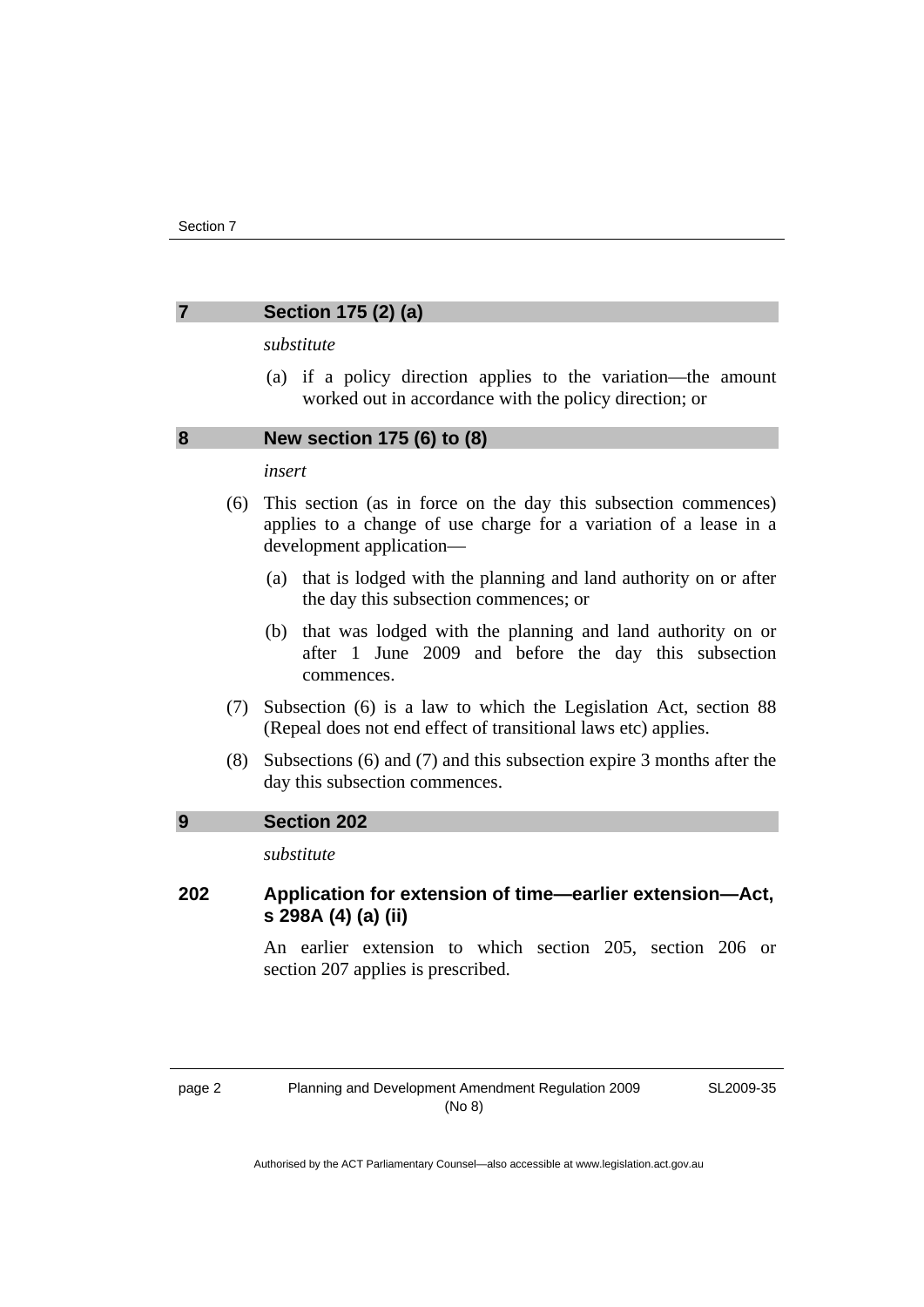## 7 Section 175 (2) (a)

*substitute*

(a) if a policy direction applies to the variation—the amount worked out in accordance with the policy direction; or

## 8 New section 175 (6) to (8)

*insert*

(6) This section (as in force on the day this subsection commences) applies to a change of use charge for a variation of a lease in a development application—

(a) that is lodged with the planning and land authority on or after the day this subsection commences; or

(b) that was lodged with the planning and land authority on or after 1 June 2009 and before the day this subsection commences.

(7) Subsection (6) is a law to which the Legislation Act, section 88 (Repeal does not end effect of transitional laws etc) applies.

(8) Subsections (6) and (7) and this subsection expire 3 months after the day this subsection commences.

## 9 Section 202

*substitute*

### 202 Application for extension of time—earlier extension—Act, s 298A (4) (a) (ii)

An earlier extension to which section 205, section 206 or section 207 applies is prescribed.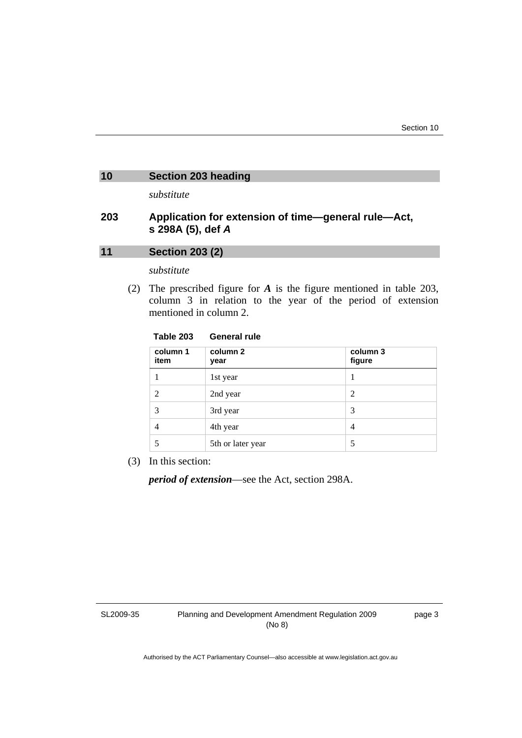## 10 Section 203 heading

*substitute*

### 203 Application for extension of time—general rule—Act, s 298A (5), def *A*

## 11 Section 203 (2)

*substitute*

(2) The prescribed figure for ***A*** is the figure mentioned in table 203, column 3 in relation to the year of the period of extension mentioned in column 2.

**Table 203 General rule**

| column 1 item | column 2 year | column 3 figure |
|---|---|---|
| 1 | 1st year | 1 |
| 2 | 2nd year | 2 |
| 3 | 3rd year | 3 |
| 4 | 4th year | 4 |
| 5 | 5th or later year | 5 |

(3) In this section:

***period of extension***—see the Act, section 298A.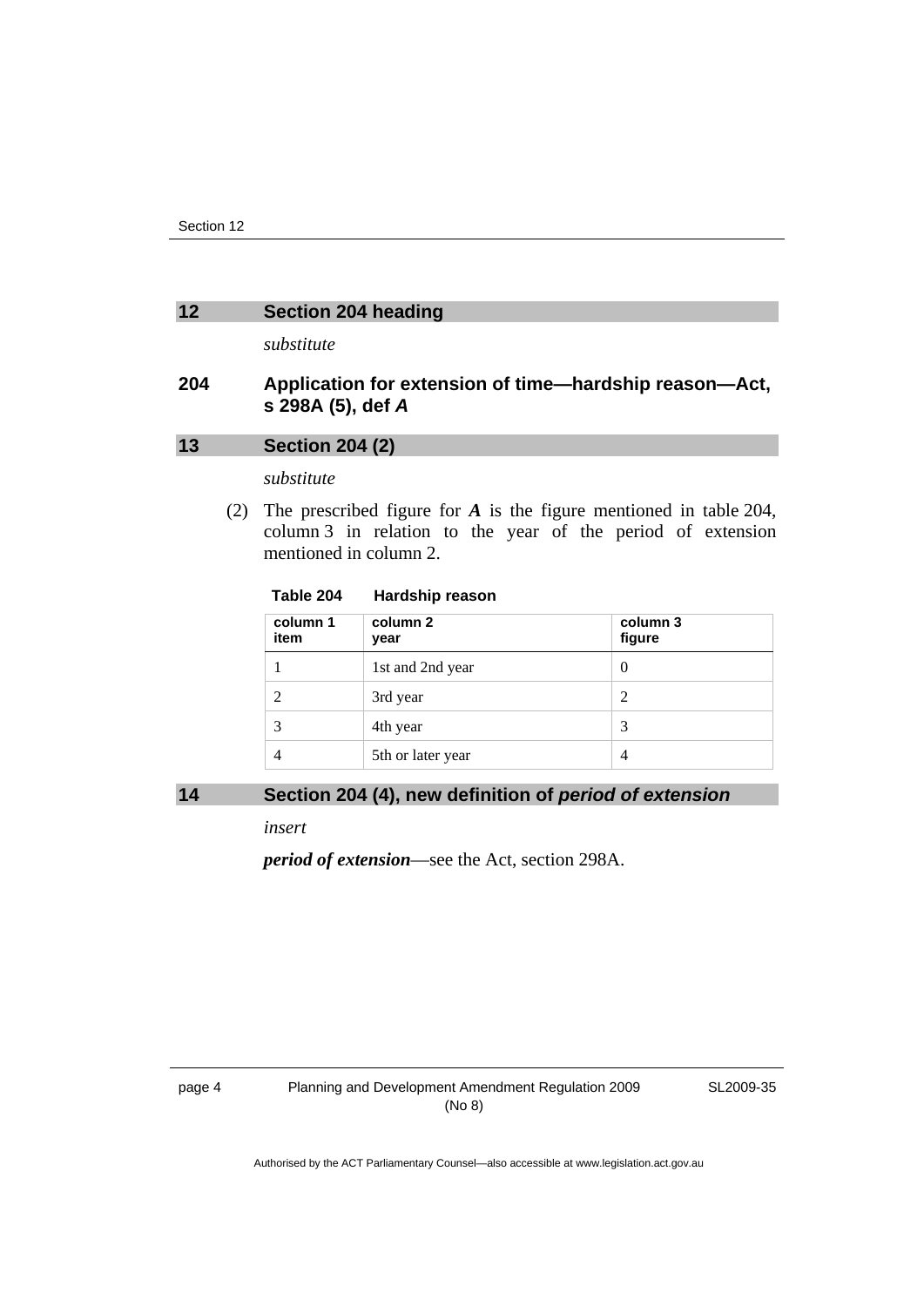## 12 Section 204 heading

*substitute*

### 204 Application for extension of time—hardship reason—Act, s 298A (5), def *A*

## 13 Section 204 (2)

*substitute*

(2) The prescribed figure for ***A*** is the figure mentioned in table 204, column 3 in relation to the year of the period of extension mentioned in column 2.

**Table 204 Hardship reason**

| column 1 item | column 2 year | column 3 figure |
|---|---|---|
| 1 | 1st and 2nd year | 0 |
| 2 | 3rd year | 2 |
| 3 | 4th year | 3 |
| 4 | 5th or later year | 4 |

## 14 Section 204 (4), new definition of *period of extension*

*insert*

***period of extension***—see the Act, section 298A.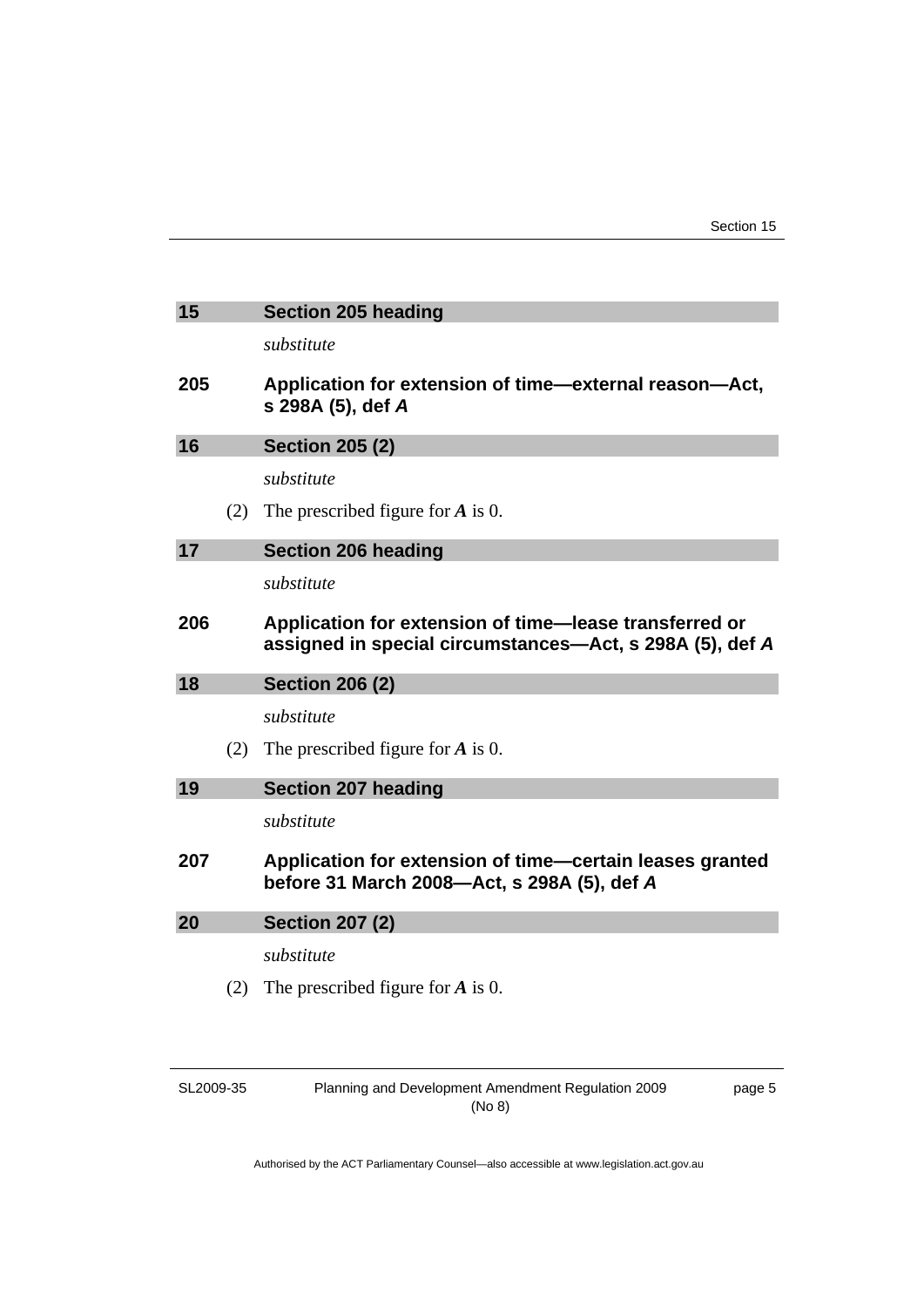## 15 Section 205 heading

*substitute*

### 205 Application for extension of time—external reason—Act, s 298A (5), def *A*

## 16 Section 205 (2)

*substitute*

(2) The prescribed figure for ***A*** is 0.

## 17 Section 206 heading

*substitute*

### 206 Application for extension of time—lease transferred or assigned in special circumstances—Act, s 298A (5), def *A*

## 18 Section 206 (2)

*substitute*

(2) The prescribed figure for ***A*** is 0.

## 19 Section 207 heading

*substitute*

### 207 Application for extension of time—certain leases granted before 31 March 2008—Act, s 298A (5), def *A*

## 20 Section 207 (2)

*substitute*

(2) The prescribed figure for ***A*** is 0.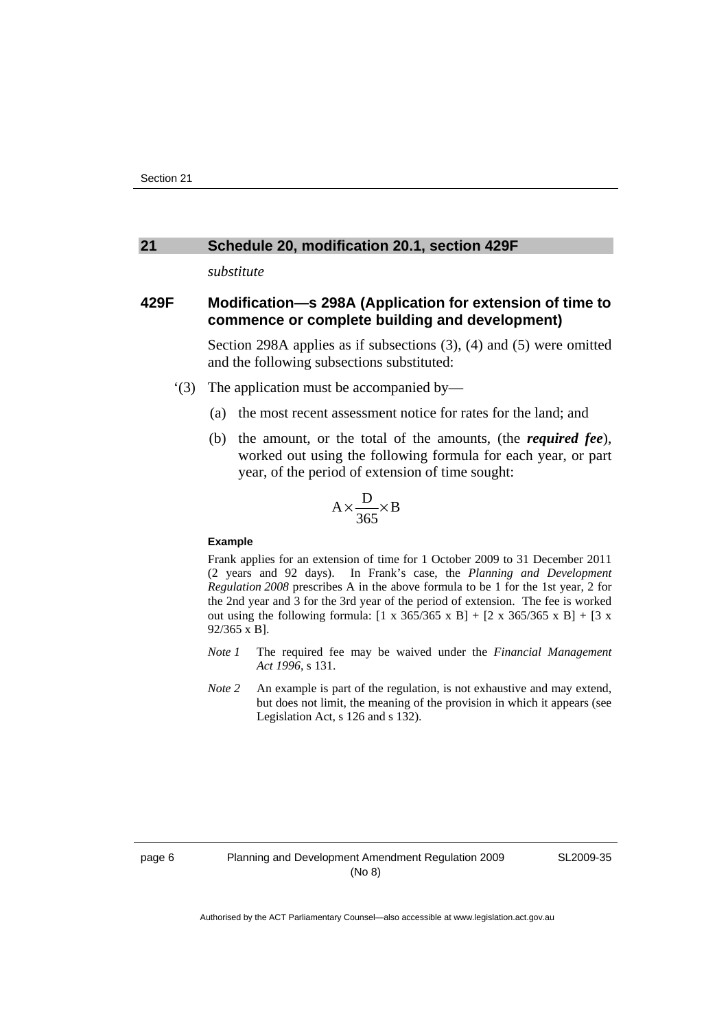## 21 Schedule 20, modification 20.1, section 429F

*substitute*

### 429F Modification—s 298A (Application for extension of time to commence or complete building and development)

Section 298A applies as if subsections (3), (4) and (5) were omitted and the following subsections substituted:

‘(3) The application must be accompanied by—

(a) the most recent assessment notice for rates for the land; and

(b) the amount, or the total of the amounts, (the ***required fee***), worked out using the following formula for each year, or part year, of the period of extension of time sought:

$$A \times \frac{D}{365} \times B$$

**Example**

Frank applies for an extension of time for 1 October 2009 to 31 December 2011 (2 years and 92 days). In Frank’s case, the *Planning and Development Regulation 2008* prescribes A in the above formula to be 1 for the 1st year, 2 for the 2nd year and 3 for the 3rd year of the period of extension. The fee is worked out using the following formula: [1 x 365/365 x B] + [2 x 365/365 x B] + [3 x 92/365 x B].

*Note 1* The required fee may be waived under the *Financial Management Act 1996*, s 131.

*Note 2* An example is part of the regulation, is not exhaustive and may extend, but does not limit, the meaning of the provision in which it appears (see Legislation Act, s 126 and s 132).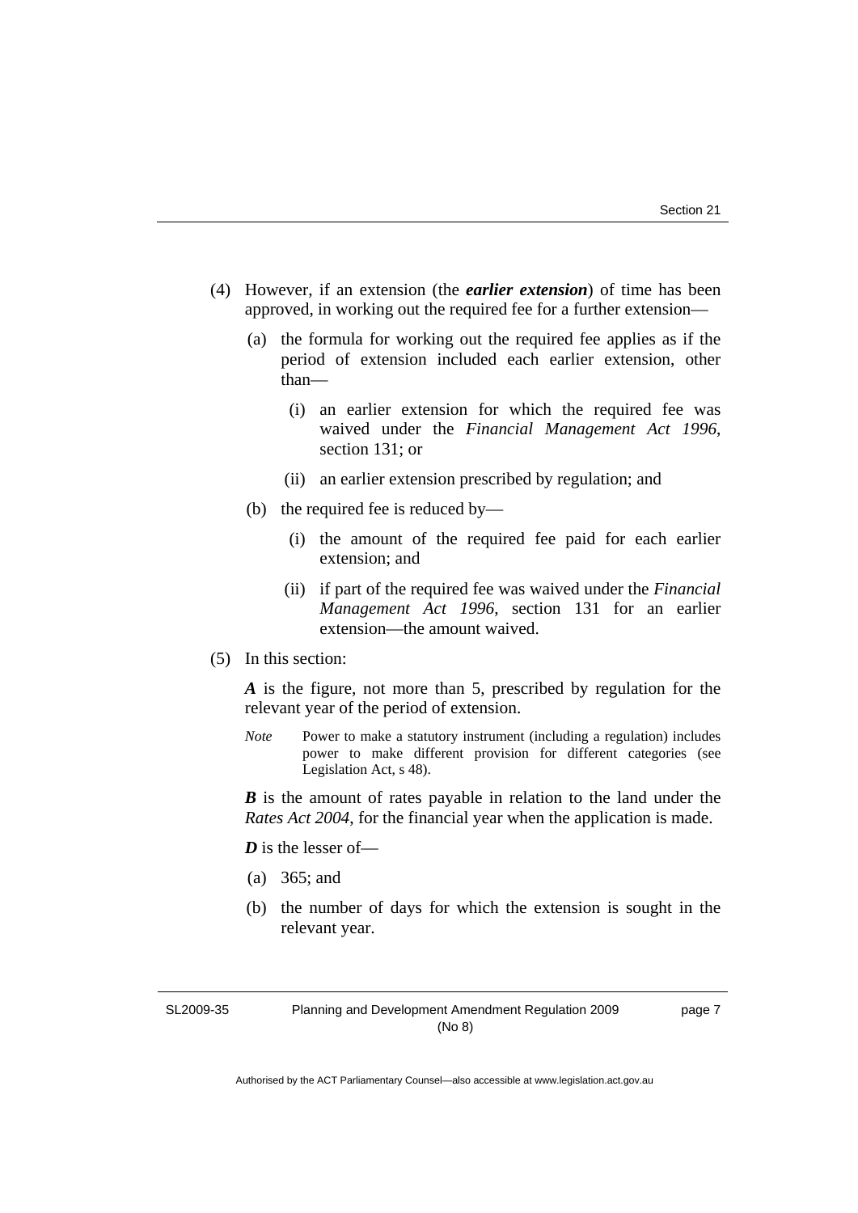(4) However, if an extension (the ***earlier extension***) of time has been approved, in working out the required fee for a further extension—

(a) the formula for working out the required fee applies as if the period of extension included each earlier extension, other than—

(i) an earlier extension for which the required fee was waived under the *Financial Management Act 1996*, section 131; or

(ii) an earlier extension prescribed by regulation; and

(b) the required fee is reduced by—

(i) the amount of the required fee paid for each earlier extension; and

(ii) if part of the required fee was waived under the *Financial Management Act 1996*, section 131 for an earlier extension—the amount waived.

(5) In this section:

***A*** is the figure, not more than 5, prescribed by regulation for the relevant year of the period of extension.

*Note* Power to make a statutory instrument (including a regulation) includes power to make different provision for different categories (see Legislation Act, s 48).

***B*** is the amount of rates payable in relation to the land under the *Rates Act 2004*, for the financial year when the application is made.

***D*** is the lesser of—

(a) 365; and

(b) the number of days for which the extension is sought in the relevant year.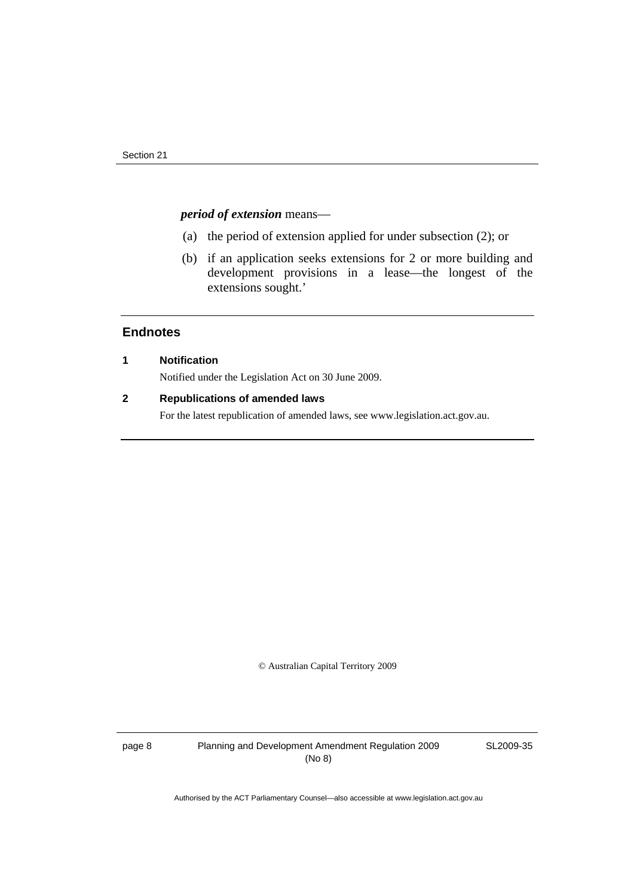***period of extension*** means—

(a) the period of extension applied for under subsection (2); or

(b) if an application seeks extensions for 2 or more building and development provisions in a lease—the longest of the extensions sought.'

## Endnotes

**1 Notification**

Notified under the Legislation Act on 30 June 2009.

**2 Republications of amended laws**

For the latest republication of amended laws, see www.legislation.act.gov.au.

© Australian Capital Territory 2009